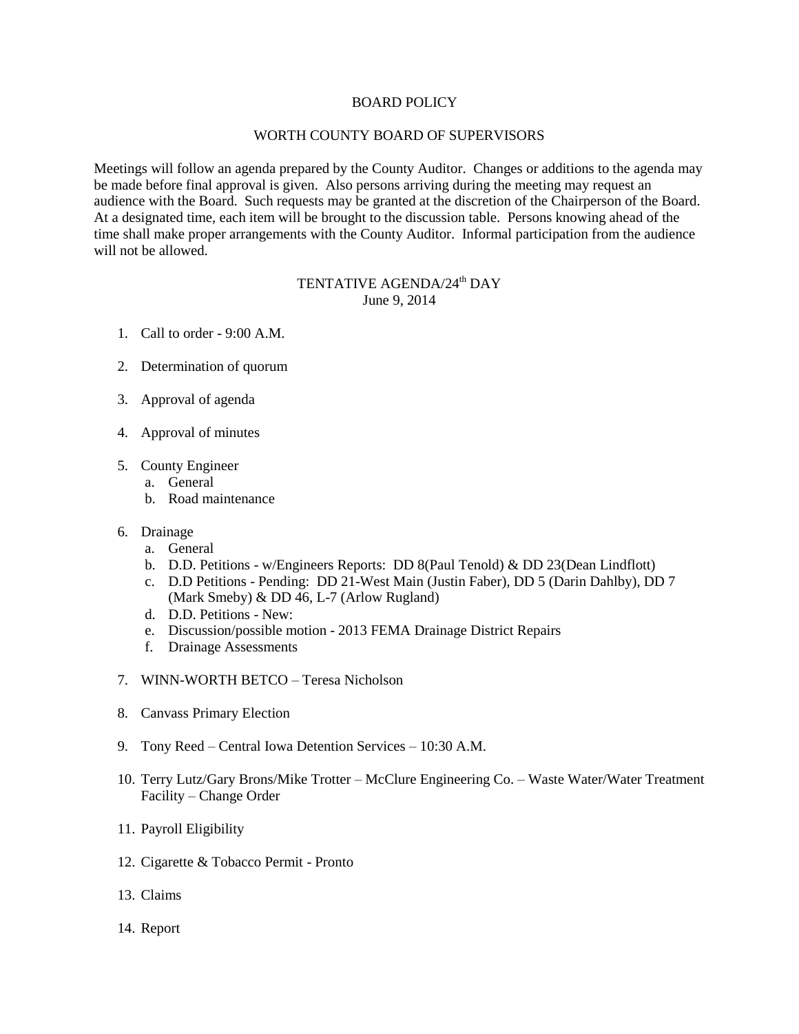# BOARD POLICY

## WORTH COUNTY BOARD OF SUPERVISORS

Meetings will follow an agenda prepared by the County Auditor. Changes or additions to the agenda may be made before final approval is given. Also persons arriving during the meeting may request an audience with the Board. Such requests may be granted at the discretion of the Chairperson of the Board. At a designated time, each item will be brought to the discussion table. Persons knowing ahead of the time shall make proper arrangements with the County Auditor. Informal participation from the audience will not be allowed.

## TENTATIVE AGENDA/24th DAY

June 9, 2014

1. Call to order - 9:00 A.M.

2. Determination of quorum

3. Approval of agenda

4. Approval of minutes

5. County Engineer
   a. General
   b. Road maintenance

6. Drainage
   a. General
   b. D.D. Petitions - w/Engineers Reports: DD 8(Paul Tenold) & DD 23(Dean Lindflott)
   c. D.D Petitions - Pending: DD 21-West Main (Justin Faber), DD 5 (Darin Dahlby), DD 7 (Mark Smeby) & DD 46, L-7 (Arlow Rugland)
   d. D.D. Petitions - New:
   e. Discussion/possible motion - 2013 FEMA Drainage District Repairs
   f. Drainage Assessments

7. WINN-WORTH BETCO – Teresa Nicholson

8. Canvass Primary Election

9. Tony Reed – Central Iowa Detention Services – 10:30 A.M.

10. Terry Lutz/Gary Brons/Mike Trotter – McClure Engineering Co. – Waste Water/Water Treatment Facility – Change Order

11. Payroll Eligibility

12. Cigarette & Tobacco Permit - Pronto

13. Claims

14. Report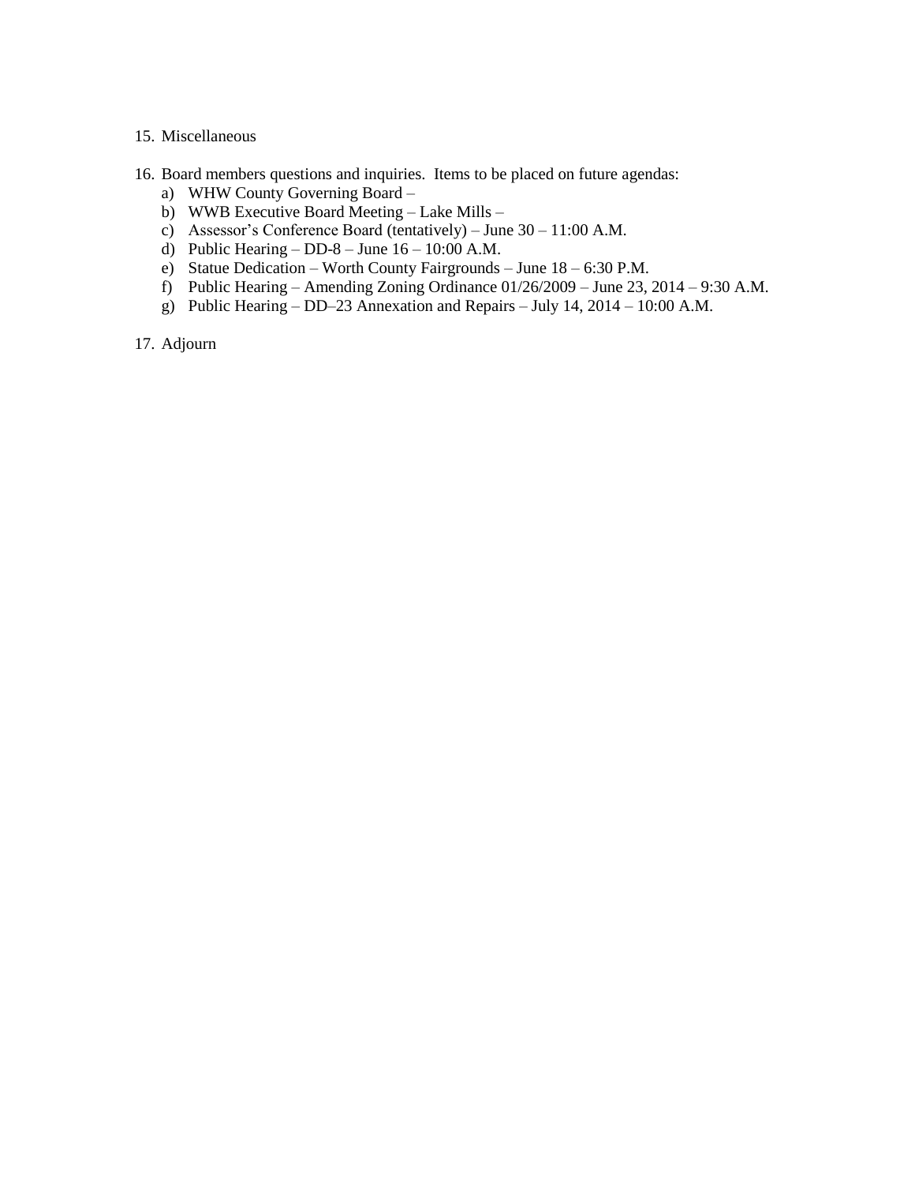15. Miscellaneous

16. Board members questions and inquiries. Items to be placed on future agendas:
    a) WHW County Governing Board –
    b) WWB Executive Board Meeting – Lake Mills –
    c) Assessor's Conference Board (tentatively) – June 30 – 11:00 A.M.
    d) Public Hearing – DD-8 – June 16 – 10:00 A.M.
    e) Statue Dedication – Worth County Fairgrounds – June 18 – 6:30 P.M.
    f) Public Hearing – Amending Zoning Ordinance 01/26/2009 – June 23, 2014 – 9:30 A.M.
    g) Public Hearing – DD–23 Annexation and Repairs – July 14, 2014 – 10:00 A.M.

17. Adjourn